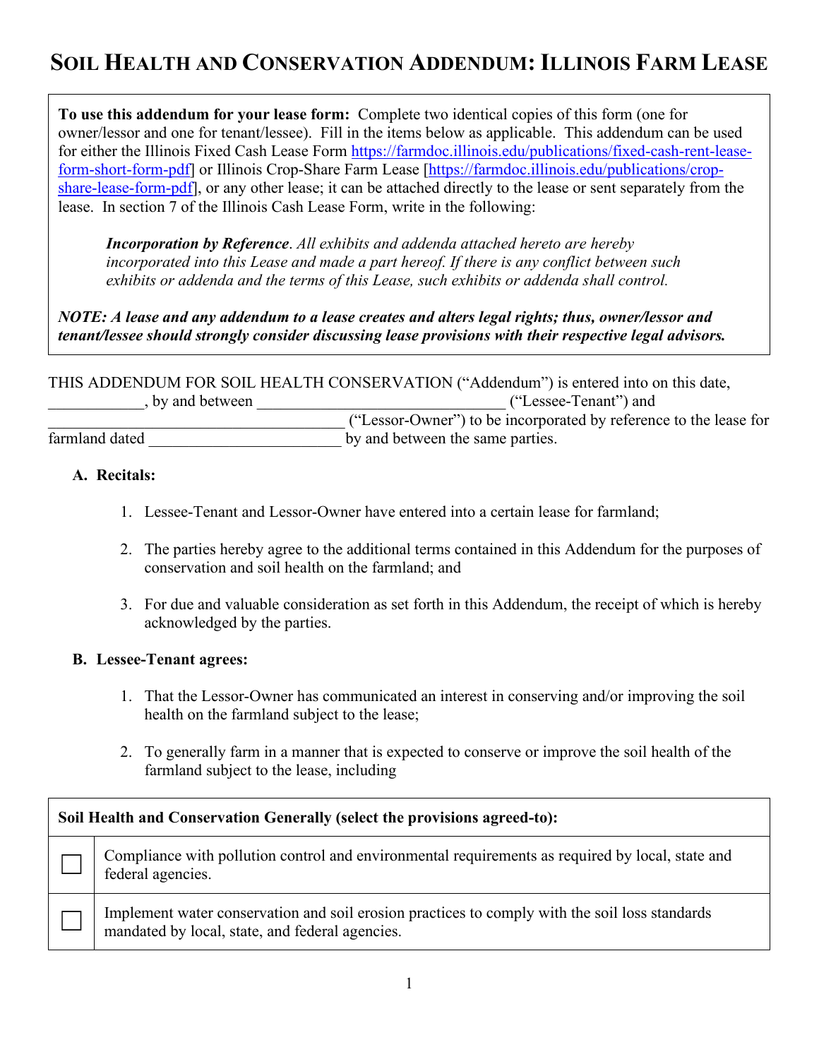# SOIL HEALTH AND CONSERVATION ADDENDUM: ILLINOIS FARM LEASE

**To use this addendum for your lease form:** Complete two identical copies of this form (one for owner/lessor and one for tenant/lessee). Fill in the items below as applicable. This addendum can be used for either the Illinois Fixed Cash Lease Form [https://farmdoc.illinois.edu/publications/fixed-cash-rent-lease-form-short-form-pdf] or Illinois Crop-Share Farm Lease [https://farmdoc.illinois.edu/publications/crop-share-lease-form-pdf], or any other lease; it can be attached directly to the lease or sent separately from the lease. In section 7 of the Illinois Cash Lease Form, write in the following:

> ***Incorporation by Reference***. *All exhibits and addenda attached hereto are hereby incorporated into this Lease and made a part hereof. If there is any conflict between such exhibits or addenda and the terms of this Lease, such exhibits or addenda shall control.*

***NOTE: A lease and any addendum to a lease creates and alters legal rights; thus, owner/lessor and tenant/lessee should strongly consider discussing lease provisions with their respective legal advisors.***

THIS ADDENDUM FOR SOIL HEALTH CONSERVATION ("Addendum") is entered into on this date, ____________, by and between ______________________________ ("Lessee-Tenant") and ______________________________________ ("Lessor-Owner") to be incorporated by reference to the lease for farmland dated ________________________ by and between the same parties.

**A. Recitals:**

1. Lessee-Tenant and Lessor-Owner have entered into a certain lease for farmland;
2. The parties hereby agree to the additional terms contained in this Addendum for the purposes of conservation and soil health on the farmland; and
3. For due and valuable consideration as set forth in this Addendum, the receipt of which is hereby acknowledged by the parties.

**B. Lessee-Tenant agrees:**

1. That the Lessor-Owner has communicated an interest in conserving and/or improving the soil health on the farmland subject to the lease;
2. To generally farm in a manner that is expected to conserve or improve the soil health of the farmland subject to the lease, including

| **Soil Health and Conservation Generally (select the provisions agreed-to):** | |
|---|---|
| ☐ | Compliance with pollution control and environmental requirements as required by local, state and federal agencies. |
| ☐ | Implement water conservation and soil erosion practices to comply with the soil loss standards mandated by local, state, and federal agencies. |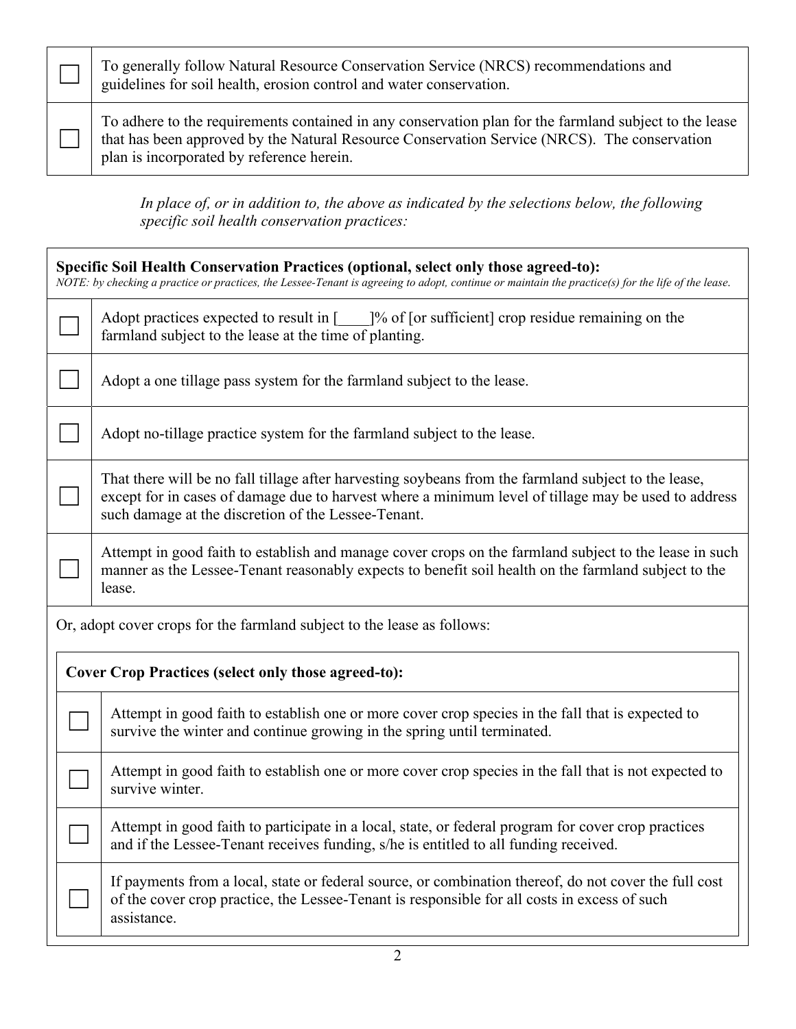| | |
|---|---|
| ☐ | To generally follow Natural Resource Conservation Service (NRCS) recommendations and guidelines for soil health, erosion control and water conservation. |
| ☐ | To adhere to the requirements contained in any conservation plan for the farmland subject to the lease that has been approved by the Natural Resource Conservation Service (NRCS). The conservation plan is incorporated by reference herein. |

*In place of, or in addition to, the above as indicated by the selections below, the following specific soil health conservation practices:*

| **Specific Soil Health Conservation Practices (optional, select only those agreed-to):** *NOTE: by checking a practice or practices, the Lessee-Tenant is agreeing to adopt, continue or maintain the practice(s) for the life of the lease.* | |
|---|---|
| ☐ | Adopt practices expected to result in [____]% of [or sufficient] crop residue remaining on the farmland subject to the lease at the time of planting. |
| ☐ | Adopt a one tillage pass system for the farmland subject to the lease. |
| ☐ | Adopt no-tillage practice system for the farmland subject to the lease. |
| ☐ | That there will be no fall tillage after harvesting soybeans from the farmland subject to the lease, except for in cases of damage due to harvest where a minimum level of tillage may be used to address such damage at the discretion of the Lessee-Tenant. |
| ☐ | Attempt in good faith to establish and manage cover crops on the farmland subject to the lease in such manner as the Lessee-Tenant reasonably expects to benefit soil health on the farmland subject to the lease. |

Or, adopt cover crops for the farmland subject to the lease as follows:

| **Cover Crop Practices (select only those agreed-to):** | |
|---|---|
| ☐ | Attempt in good faith to establish one or more cover crop species in the fall that is expected to survive the winter and continue growing in the spring until terminated. |
| ☐ | Attempt in good faith to establish one or more cover crop species in the fall that is not expected to survive winter. |
| ☐ | Attempt in good faith to participate in a local, state, or federal program for cover crop practices and if the Lessee-Tenant receives funding, s/he is entitled to all funding received. |
| ☐ | If payments from a local, state or federal source, or combination thereof, do not cover the full cost of the cover crop practice, the Lessee-Tenant is responsible for all costs in excess of such assistance. |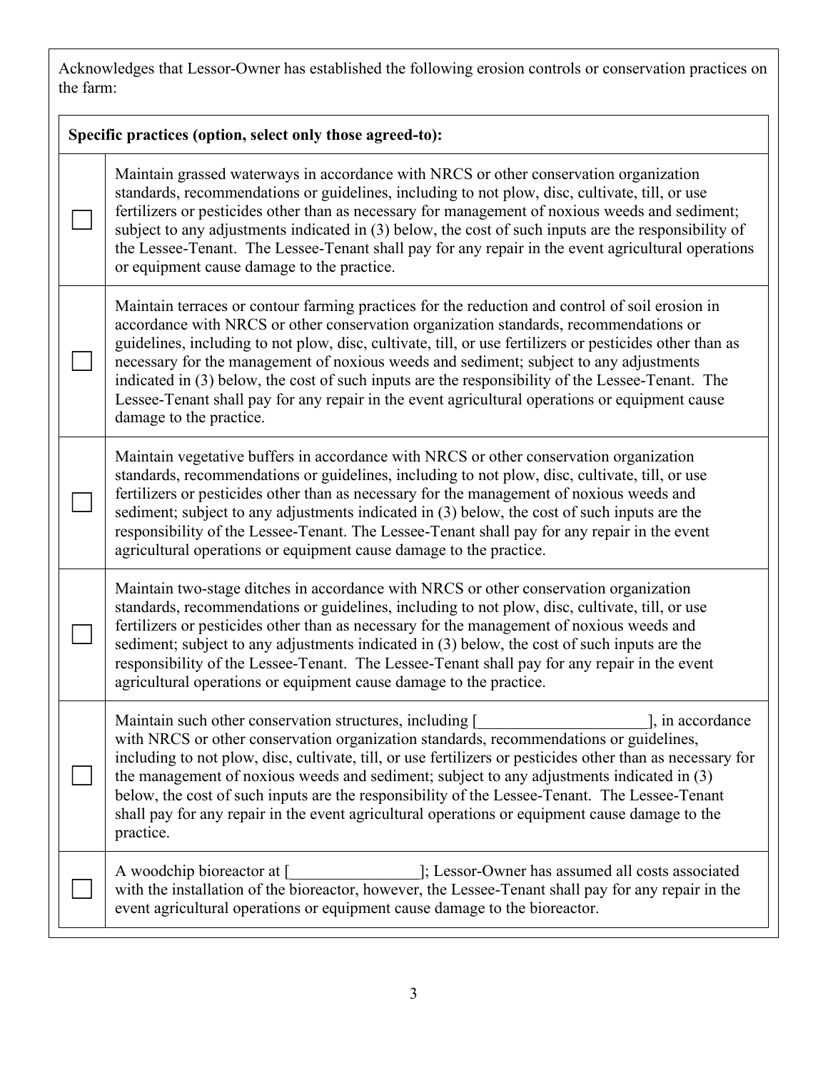Acknowledges that Lessor-Owner has established the following erosion controls or conservation practices on the farm:

| **Specific practices (option, select only those agreed-to):** | |
|---|---|
| ☐ | Maintain grassed waterways in accordance with NRCS or other conservation organization standards, recommendations or guidelines, including to not plow, disc, cultivate, till, or use fertilizers or pesticides other than as necessary for management of noxious weeds and sediment; subject to any adjustments indicated in (3) below, the cost of such inputs are the responsibility of the Lessee-Tenant. The Lessee-Tenant shall pay for any repair in the event agricultural operations or equipment cause damage to the practice. |
| ☐ | Maintain terraces or contour farming practices for the reduction and control of soil erosion in accordance with NRCS or other conservation organization standards, recommendations or guidelines, including to not plow, disc, cultivate, till, or use fertilizers or pesticides other than as necessary for the management of noxious weeds and sediment; subject to any adjustments indicated in (3) below, the cost of such inputs are the responsibility of the Lessee-Tenant. The Lessee-Tenant shall pay for any repair in the event agricultural operations or equipment cause damage to the practice. |
| ☐ | Maintain vegetative buffers in accordance with NRCS or other conservation organization standards, recommendations or guidelines, including to not plow, disc, cultivate, till, or use fertilizers or pesticides other than as necessary for the management of noxious weeds and sediment; subject to any adjustments indicated in (3) below, the cost of such inputs are the responsibility of the Lessee-Tenant. The Lessee-Tenant shall pay for any repair in the event agricultural operations or equipment cause damage to the practice. |
| ☐ | Maintain two-stage ditches in accordance with NRCS or other conservation organization standards, recommendations or guidelines, including to not plow, disc, cultivate, till, or use fertilizers or pesticides other than as necessary for the management of noxious weeds and sediment; subject to any adjustments indicated in (3) below, the cost of such inputs are the responsibility of the Lessee-Tenant. The Lessee-Tenant shall pay for any repair in the event agricultural operations or equipment cause damage to the practice. |
| ☐ | Maintain such other conservation structures, including [_____________________], in accordance with NRCS or other conservation organization standards, recommendations or guidelines, including to not plow, disc, cultivate, till, or use fertilizers or pesticides other than as necessary for the management of noxious weeds and sediment; subject to any adjustments indicated in (3) below, the cost of such inputs are the responsibility of the Lessee-Tenant. The Lessee-Tenant shall pay for any repair in the event agricultural operations or equipment cause damage to the practice. |
| ☐ | A woodchip bioreactor at [________________]; Lessor-Owner has assumed all costs associated with the installation of the bioreactor, however, the Lessee-Tenant shall pay for any repair in the event agricultural operations or equipment cause damage to the bioreactor. |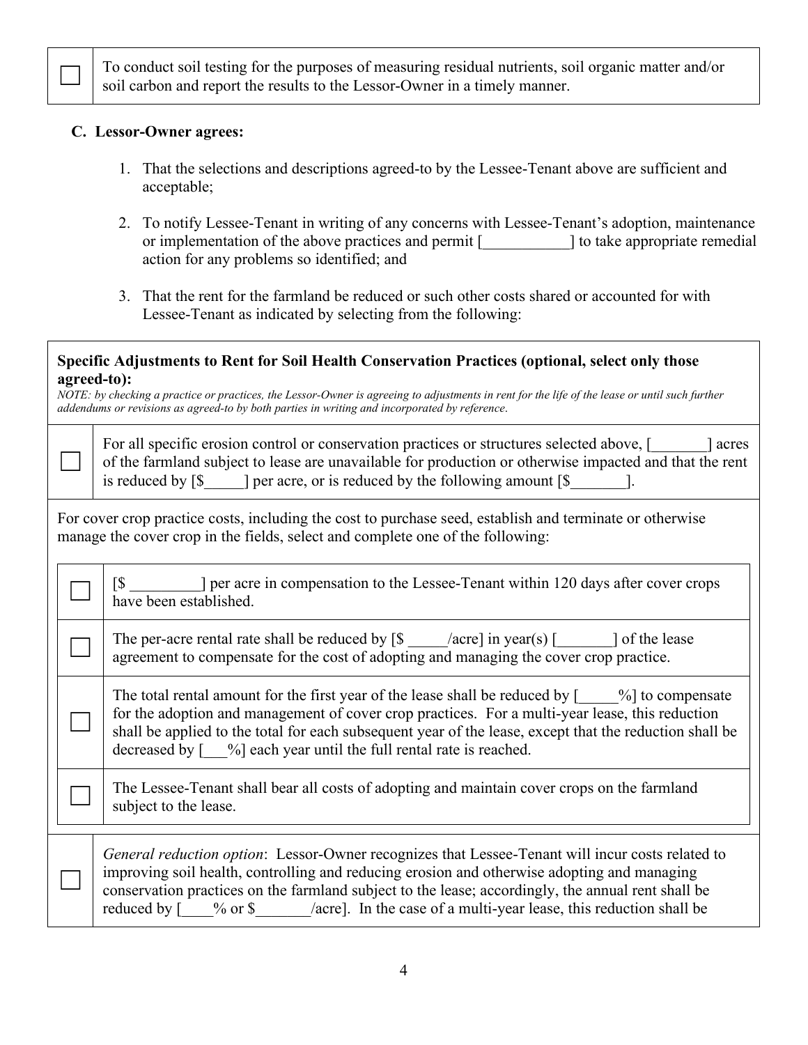| ☐ | To conduct soil testing for the purposes of measuring residual nutrients, soil organic matter and/or soil carbon and report the results to the Lessor-Owner in a timely manner. |
|---|---|

**C. Lessor-Owner agrees:**

1. That the selections and descriptions agreed-to by the Lessee-Tenant above are sufficient and acceptable;

2. To notify Lessee-Tenant in writing of any concerns with Lessee-Tenant's adoption, maintenance or implementation of the above practices and permit [___________] to take appropriate remedial action for any problems so identified; and

3. That the rent for the farmland be reduced or such other costs shared or accounted for with Lessee-Tenant as indicated by selecting from the following:

**Specific Adjustments to Rent for Soil Health Conservation Practices (optional, select only those agreed-to):**

*NOTE: by checking a practice or practices, the Lessor-Owner is agreeing to adjustments in rent for the life of the lease or until such further addendums or revisions as agreed-to by both parties in writing and incorporated by reference.*

| ☐ | For all specific erosion control or conservation practices or structures selected above, [_______] acres of the farmland subject to lease are unavailable for production or otherwise impacted and that the rent is reduced by [$_____] per acre, or is reduced by the following amount [$_______]. |
|---|---|

For cover crop practice costs, including the cost to purchase seed, establish and terminate or otherwise manage the cover crop in the fields, select and complete one of the following:

| ☐ | [$ _________] per acre in compensation to the Lessee-Tenant within 120 days after cover crops have been established. |
|---|---|
| ☐ | The per-acre rental rate shall be reduced by [$ _____/acre] in year(s) [_______] of the lease agreement to compensate for the cost of adopting and managing the cover crop practice. |
| ☐ | The total rental amount for the first year of the lease shall be reduced by [_____%] to compensate for the adoption and management of cover crop practices. For a multi-year lease, this reduction shall be applied to the total for each subsequent year of the lease, except that the reduction shall be decreased by [___%] each year until the full rental rate is reached. |
| ☐ | The Lessee-Tenant shall bear all costs of adopting and maintain cover crops on the farmland subject to the lease. |

| ☐ | *General reduction option*: Lessor-Owner recognizes that Lessee-Tenant will incur costs related to improving soil health, controlling and reducing erosion and otherwise adopting and managing conservation practices on the farmland subject to the lease; accordingly, the annual rent shall be reduced by [____% or $_______/acre]. In the case of a multi-year lease, this reduction shall be |
|---|---|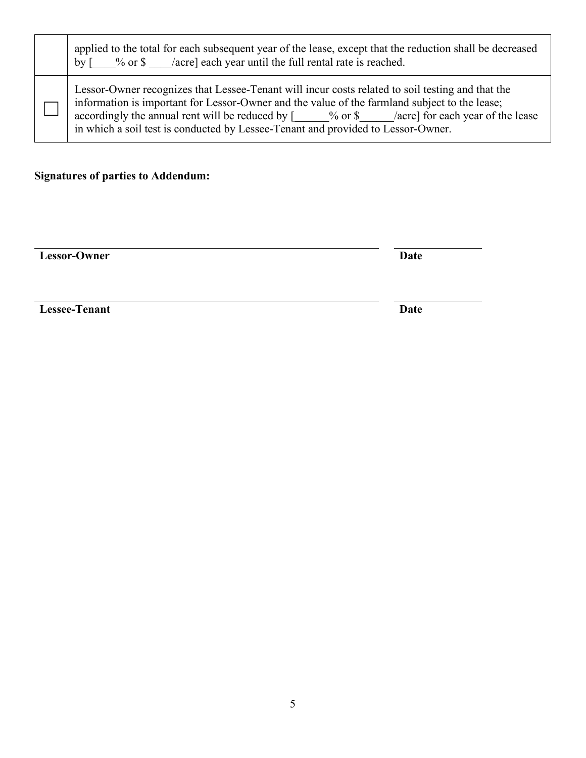| | |
|---|---|
| | applied to the total for each subsequent year of the lease, except that the reduction shall be decreased by [____% or $ ____/acre] each year until the full rental rate is reached. |
| ☐ | Lessor-Owner recognizes that Lessee-Tenant will incur costs related to soil testing and that the information is important for Lessor-Owner and the value of the farmland subject to the lease; accordingly the annual rent will be reduced by [______% or $______/acre] for each year of the lease in which a soil test is conducted by Lessee-Tenant and provided to Lessor-Owner. |

**Signatures of parties to Addendum:**

______________________________________________  ____________
**Lessor-Owner**  **Date**

______________________________________________  ____________
**Lessee-Tenant**  **Date**